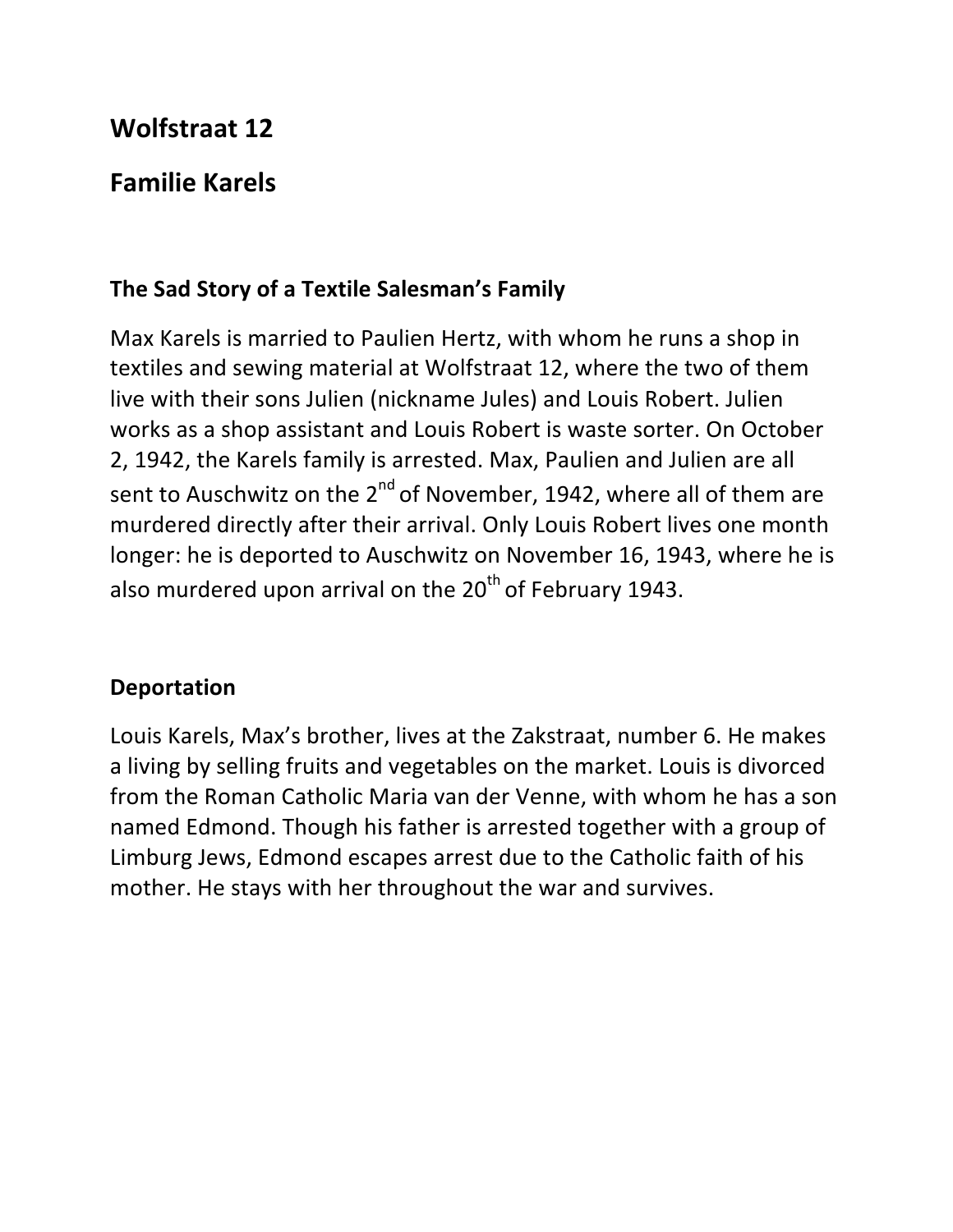# Wolfstraat 12

# Familie Karels

### The Sad Story of a Textile Salesman's Family

Max Karels is married to Paulien Hertz, with whom he runs a shop in textiles and sewing material at Wolfstraat 12, where the two of them live with their sons Julien (nickname Jules) and Louis Robert. Julien works as a shop assistant and Louis Robert is waste sorter. On October 2, 1942, the Karels family is arrested. Max, Paulien and Julien are all sent to Auschwitz on the 2nd of November, 1942, where all of them are murdered directly after their arrival. Only Louis Robert lives one month longer: he is deported to Auschwitz on November 16, 1943, where he is also murdered upon arrival on the 20th of February 1943.

### Deportation

Louis Karels, Max's brother, lives at the Zakstraat, number 6. He makes a living by selling fruits and vegetables on the market. Louis is divorced from the Roman Catholic Maria van der Venne, with whom he has a son named Edmond. Though his father is arrested together with a group of Limburg Jews, Edmond escapes arrest due to the Catholic faith of his mother. He stays with her throughout the war and survives.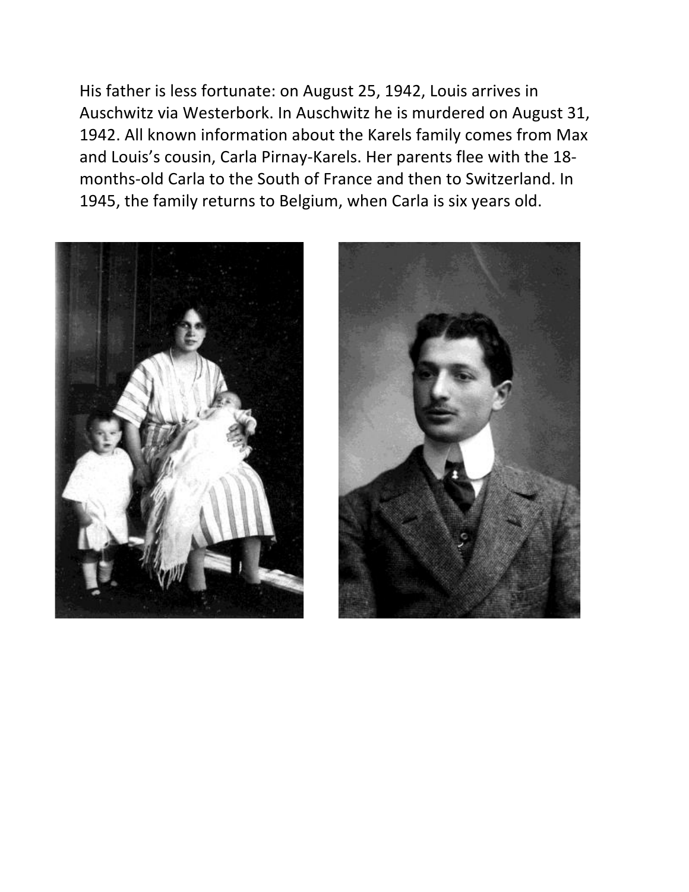His father is less fortunate: on August 25, 1942, Louis arrives in Auschwitz via Westerbork. In Auschwitz he is murdered on August 31, 1942. All known information about the Karels family comes from Max and Louis's cousin, Carla Pirnay-Karels. Her parents flee with the 18-months-old Carla to the South of France and then to Switzerland. In 1945, the family returns to Belgium, when Carla is six years old.